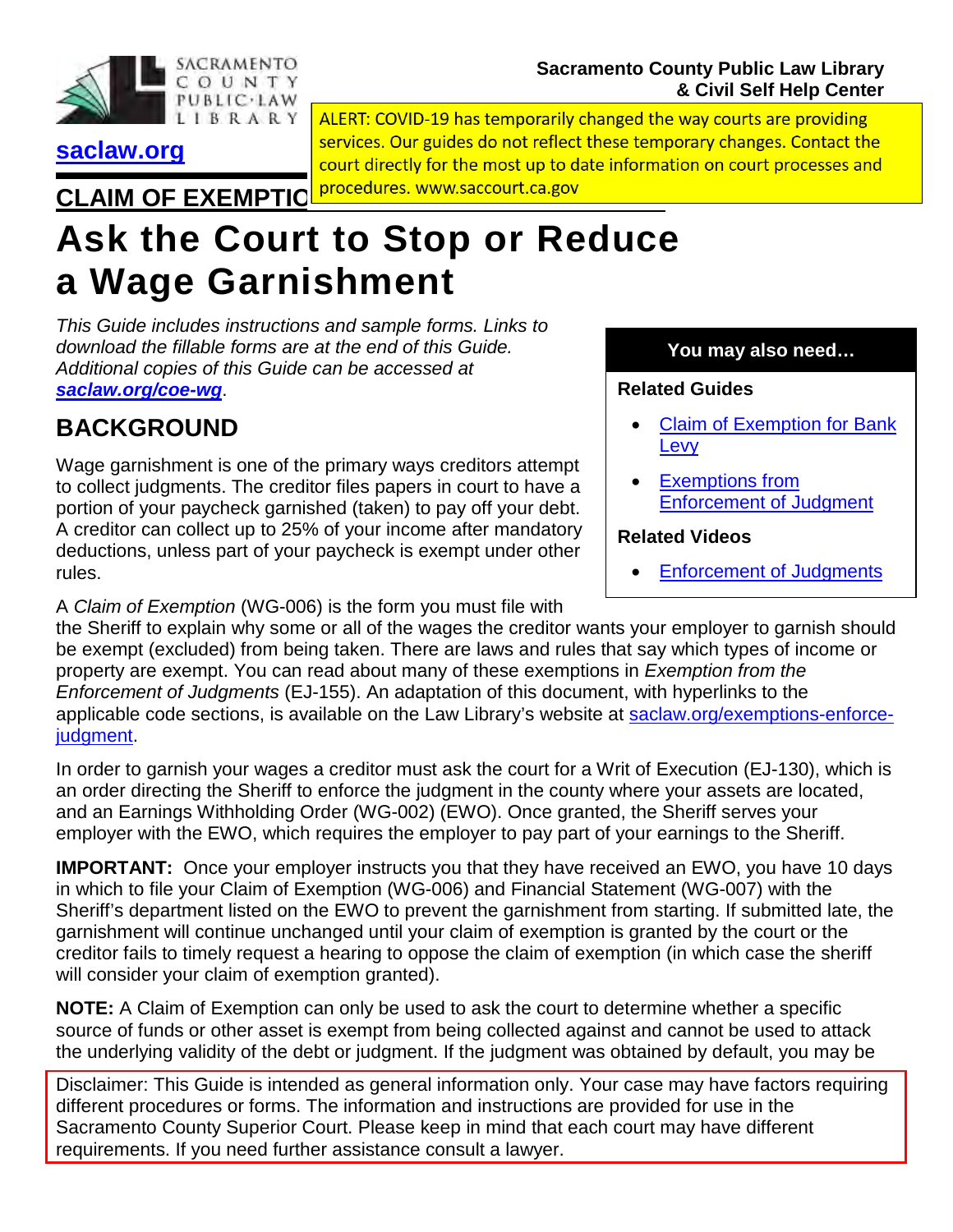Sacramento County Public Law Library
& Civil Self Help Center

**saclaw.org**

ALERT: COVID-19 has temporarily changed the way courts are providing services. Our guides do not reflect these temporary changes. Contact the court directly for the most up to date information on court processes and procedures. www.saccourt.ca.gov

**CLAIM OF EXEMPTION**

# Ask the Court to Stop or Reduce a Wage Garnishment

*This Guide includes instructions and sample forms. Links to download the fillable forms are at the end of this Guide. Additional copies of this Guide can be accessed at **saclaw.org/coe-wg**.*

**You may also need…**

**Related Guides**

- Claim of Exemption for Bank Levy
- Exemptions from Enforcement of Judgment

**Related Videos**

- Enforcement of Judgments

## BACKGROUND

Wage garnishment is one of the primary ways creditors attempt to collect judgments. The creditor files papers in court to have a portion of your paycheck garnished (taken) to pay off your debt. A creditor can collect up to 25% of your income after mandatory deductions, unless part of your paycheck is exempt under other rules.

A *Claim of Exemption* (WG-006) is the form you must file with the Sheriff to explain why some or all of the wages the creditor wants your employer to garnish should be exempt (excluded) from being taken. There are laws and rules that say which types of income or property are exempt. You can read about many of these exemptions in *Exemption from the Enforcement of Judgments* (EJ-155). An adaptation of this document, with hyperlinks to the applicable code sections, is available on the Law Library's website at saclaw.org/exemptions-enforce-judgment.

In order to garnish your wages a creditor must ask the court for a Writ of Execution (EJ-130), which is an order directing the Sheriff to enforce the judgment in the county where your assets are located, and an Earnings Withholding Order (WG-002) (EWO). Once granted, the Sheriff serves your employer with the EWO, which requires the employer to pay part of your earnings to the Sheriff.

**IMPORTANT:** Once your employer instructs you that they have received an EWO, you have 10 days in which to file your Claim of Exemption (WG-006) and Financial Statement (WG-007) with the Sheriff's department listed on the EWO to prevent the garnishment from starting. If submitted late, the garnishment will continue unchanged until your claim of exemption is granted by the court or the creditor fails to timely request a hearing to oppose the claim of exemption (in which case the sheriff will consider your claim of exemption granted).

**NOTE:** A Claim of Exemption can only be used to ask the court to determine whether a specific source of funds or other asset is exempt from being collected against and cannot be used to attack the underlying validity of the debt or judgment. If the judgment was obtained by default, you may be

Disclaimer: This Guide is intended as general information only. Your case may have factors requiring different procedures or forms. The information and instructions are provided for use in the Sacramento County Superior Court. Please keep in mind that each court may have different requirements. If you need further assistance consult a lawyer.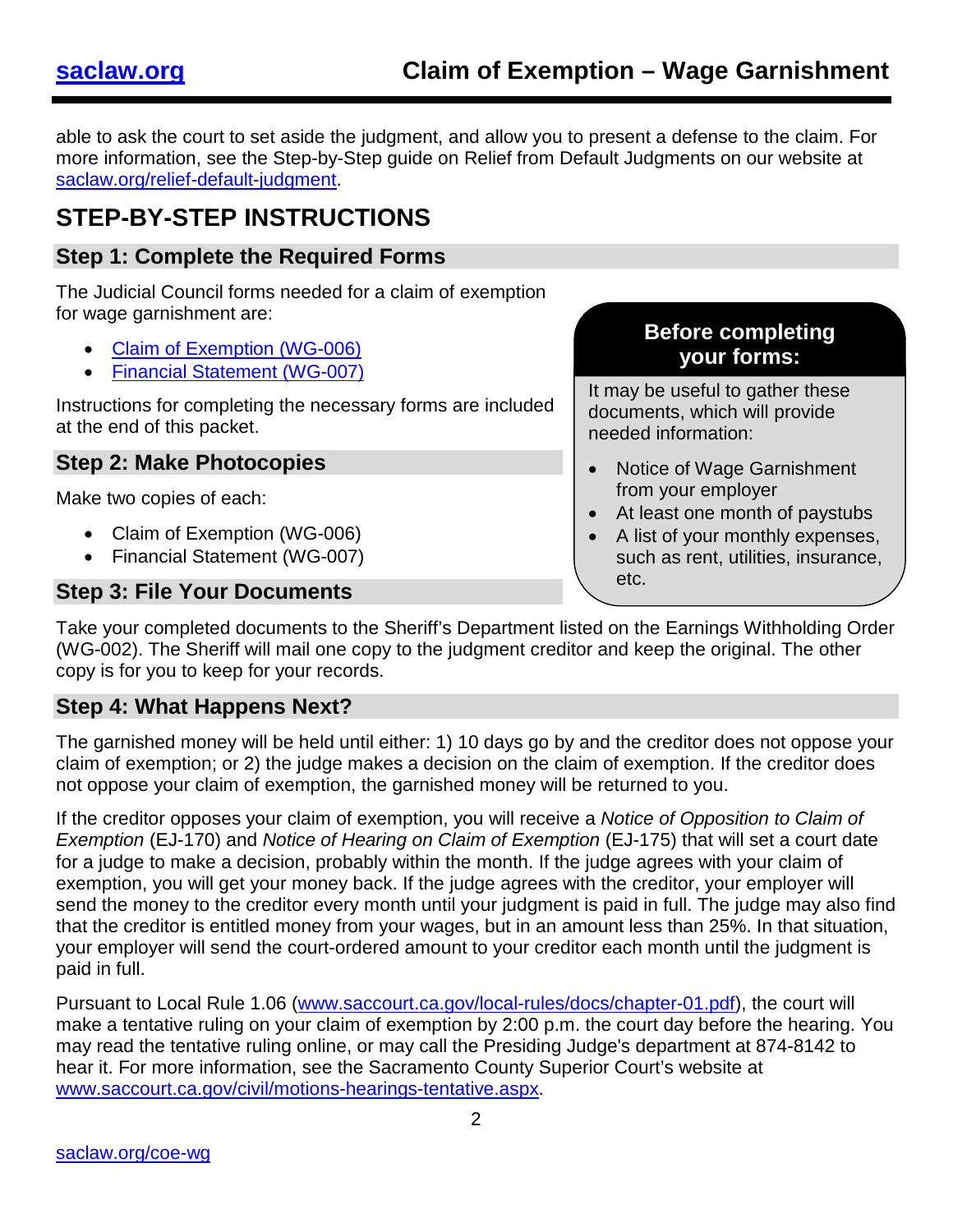able to ask the court to set aside the judgment, and allow you to present a defense to the claim. For more information, see the Step-by-Step guide on Relief from Default Judgments on our website at [saclaw.org/relief-default-judgment](saclaw.org/relief-default-judgment).

## STEP-BY-STEP INSTRUCTIONS

### Step 1: Complete the Required Forms

The Judicial Council forms needed for a claim of exemption for wage garnishment are:

- [Claim of Exemption (WG-006)]()
- [Financial Statement (WG-007)]()

Instructions for completing the necessary forms are included at the end of this packet.

> **Before completing your forms:**
>
> It may be useful to gather these documents, which will provide needed information:
>
> - Notice of Wage Garnishment from your employer
> - At least one month of paystubs
> - A list of your monthly expenses, such as rent, utilities, insurance, etc.

### Step 2: Make Photocopies

Make two copies of each:

- Claim of Exemption (WG-006)
- Financial Statement (WG-007)

### Step 3: File Your Documents

Take your completed documents to the Sheriff's Department listed on the Earnings Withholding Order (WG-002). The Sheriff will mail one copy to the judgment creditor and keep the original. The other copy is for you to keep for your records.

### Step 4: What Happens Next?

The garnished money will be held until either: 1) 10 days go by and the creditor does not oppose your claim of exemption; or 2) the judge makes a decision on the claim of exemption. If the creditor does not oppose your claim of exemption, the garnished money will be returned to you.

If the creditor opposes your claim of exemption, you will receive a *Notice of Opposition to Claim of Exemption* (EJ-170) and *Notice of Hearing on Claim of Exemption* (EJ-175) that will set a court date for a judge to make a decision, probably within the month. If the judge agrees with your claim of exemption, you will get your money back. If the judge agrees with the creditor, your employer will send the money to the creditor every month until your judgment is paid in full. The judge may also find that the creditor is entitled money from your wages, but in an amount less than 25%. In that situation, your employer will send the court-ordered amount to your creditor each month until the judgment is paid in full.

Pursuant to Local Rule 1.06 ([www.saccourt.ca.gov/local-rules/docs/chapter-01.pdf](www.saccourt.ca.gov/local-rules/docs/chapter-01.pdf)), the court will make a tentative ruling on your claim of exemption by 2:00 p.m. the court day before the hearing. You may read the tentative ruling online, or may call the Presiding Judge's department at 874-8142 to hear it. For more information, see the Sacramento County Superior Court's website at [www.saccourt.ca.gov/civil/motions-hearings-tentative.aspx](www.saccourt.ca.gov/civil/motions-hearings-tentative.aspx).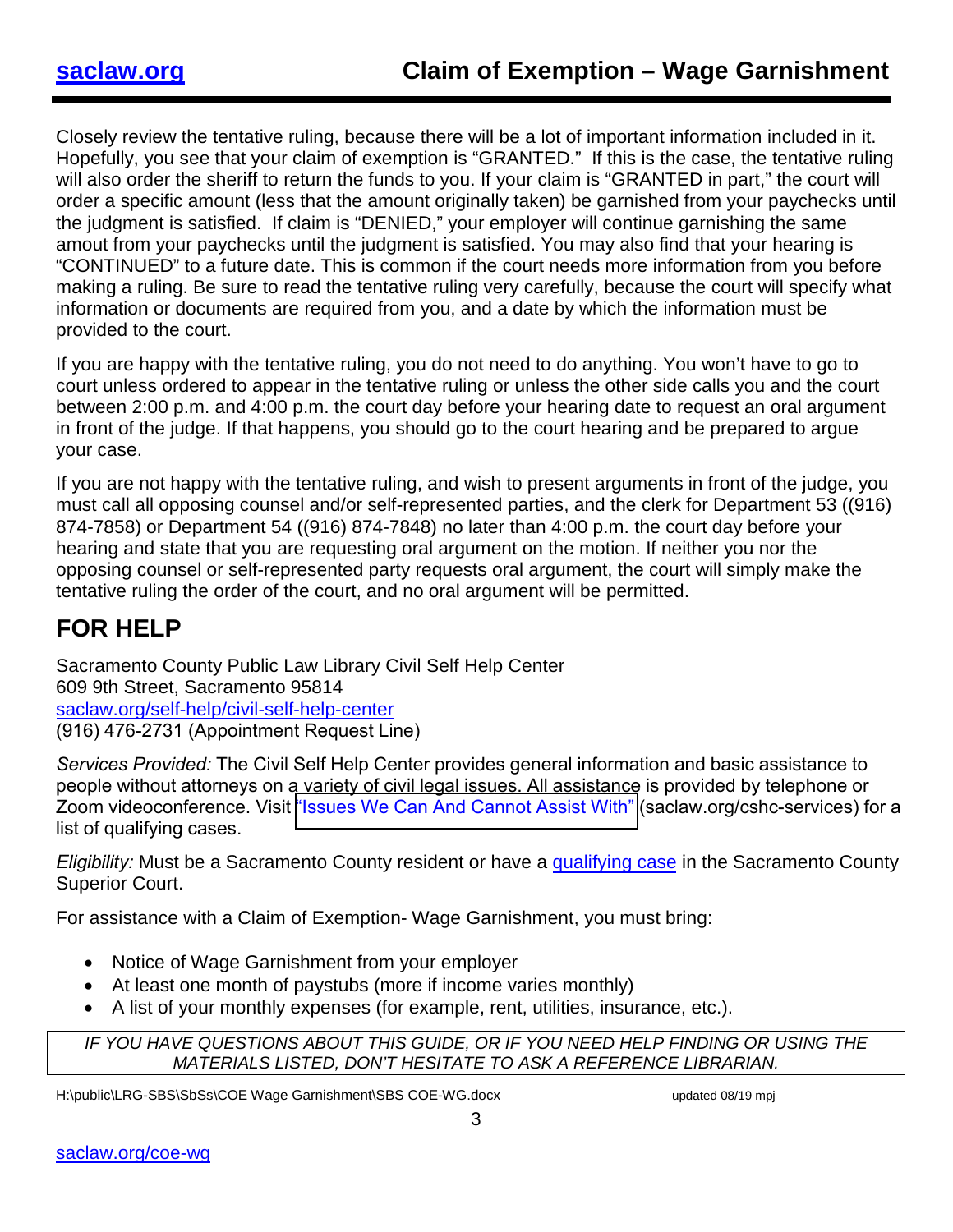Closely review the tentative ruling, because there will be a lot of important information included in it. Hopefully, you see that your claim of exemption is "GRANTED." If this is the case, the tentative ruling will also order the sheriff to return the funds to you. If your claim is "GRANTED in part," the court will order a specific amount (less that the amount originally taken) be garnished from your paychecks until the judgment is satisfied. If claim is "DENIED," your employer will continue garnishing the same amout from your paychecks until the judgment is satisfied. You may also find that your hearing is "CONTINUED" to a future date. This is common if the court needs more information from you before making a ruling. Be sure to read the tentative ruling very carefully, because the court will specify what information or documents are required from you, and a date by which the information must be provided to the court.

If you are happy with the tentative ruling, you do not need to do anything. You won't have to go to court unless ordered to appear in the tentative ruling or unless the other side calls you and the court between 2:00 p.m. and 4:00 p.m. the court day before your hearing date to request an oral argument in front of the judge. If that happens, you should go to the court hearing and be prepared to argue your case.

If you are not happy with the tentative ruling, and wish to present arguments in front of the judge, you must call all opposing counsel and/or self-represented parties, and the clerk for Department 53 ((916) 874-7858) or Department 54 ((916) 874-7848) no later than 4:00 p.m. the court day before your hearing and state that you are requesting oral argument on the motion. If neither you nor the opposing counsel or self-represented party requests oral argument, the court will simply make the tentative ruling the order of the court, and no oral argument will be permitted.

## FOR HELP

Sacramento County Public Law Library Civil Self Help Center
609 9th Street, Sacramento 95814
saclaw.org/self-help/civil-self-help-center
(916) 476-2731 (Appointment Request Line)

*Services Provided:* The Civil Self Help Center provides general information and basic assistance to people without attorneys on a variety of civil legal issues. All assistance is provided by telephone or Zoom videoconference. Visit "Issues We Can And Cannot Assist With" (saclaw.org/cshc-services) for a list of qualifying cases.

*Eligibility:* Must be a Sacramento County resident or have a qualifying case in the Sacramento County Superior Court.

For assistance with a Claim of Exemption- Wage Garnishment, you must bring:

- Notice of Wage Garnishment from your employer
- At least one month of paystubs (more if income varies monthly)
- A list of your monthly expenses (for example, rent, utilities, insurance, etc.).

*IF YOU HAVE QUESTIONS ABOUT THIS GUIDE, OR IF YOU NEED HELP FINDING OR USING THE MATERIALS LISTED, DON'T HESITATE TO ASK A REFERENCE LIBRARIAN.*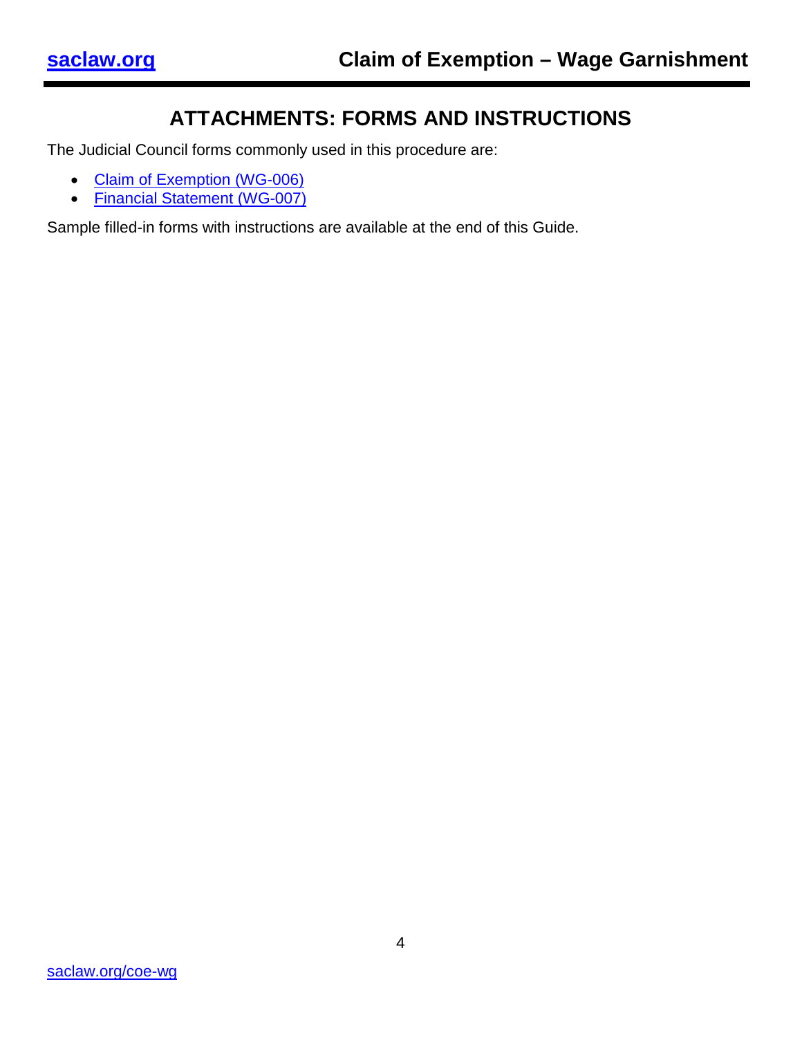## ATTACHMENTS: FORMS AND INSTRUCTIONS

The Judicial Council forms commonly used in this procedure are:

- Claim of Exemption (WG-006)
- Financial Statement (WG-007)

Sample filled-in forms with instructions are available at the end of this Guide.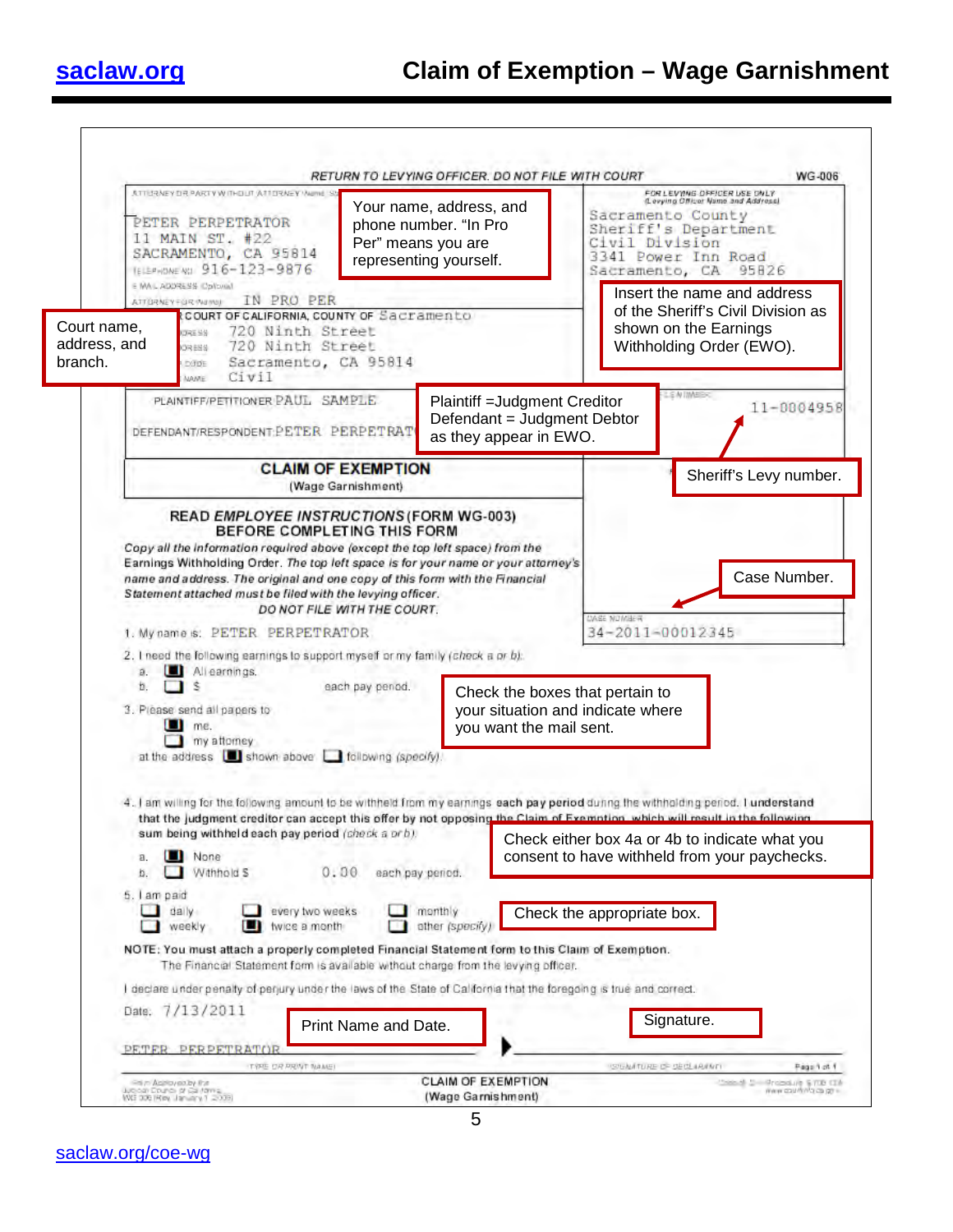# Claim of Exemption – Wage Garnishment

RETURN TO LEVYING OFFICER. DO NOT FILE WITH COURT — WG-006

ATTORNEY OR PARTY WITHOUT ATTORNEY (Name, address):

PETER PERPETRATOR
11 MAIN ST. #22
SACRAMENTO, CA 95814
TELEPHONE NO: 916-123-9876
E-MAIL ADDRESS (Optional):
ATTORNEY FOR (Name): IN PRO PER

> Your name, address, and phone number. "In Pro Per" means you are representing yourself.

FOR LEVYING OFFICER USE ONLY (Levying Officer Name and Address)

Sacramento County
Sheriff's Department
Civil Division
3341 Power Inn Road
Sacramento, CA 95826

> Insert the name and address of the Sheriff's Civil Division as shown on the Earnings Withholding Order (EWO).

COURT OF CALIFORNIA, COUNTY OF Sacramento
ADDRESS: 720 Ninth Street
ADDRESS: 720 Ninth Street
CITY AND ZIP CODE: Sacramento, CA 95814
BRANCH NAME: Civil

> Court name, address, and branch.

PLAINTIFF/PETITIONER: PAUL SAMPLE
DEFENDANT/RESPONDENT: PETER PERPETRATOR

> Plaintiff = Judgment Creditor
> Defendant = Judgment Debtor
> as they appear in EWO.

LEVYING OFFICER FILE NUMBER: 11-0004958

> Sheriff's Levy number.

## CLAIM OF EXEMPTION
(Wage Garnishment)

CASE NUMBER: 34-2011-00012345

> Case Number.

**READ *EMPLOYEE INSTRUCTIONS* (FORM WG-003) BEFORE COMPLETING THIS FORM**

*Copy all the information required above (except the top left space) from the Earnings Withholding Order. The top left space is for your name or your attorney's name and address. The original and one copy of this form with the Financial Statement attached must be filed with the levying officer.*

*DO NOT FILE WITH THE COURT.*

1. My name is: PETER PERPETRATOR
2. I need the following earnings to support myself or my family *(check a or b)*:
   a. ☒ All earnings.
   b. ☐ $ ______ each pay period.
3. Please send all papers to
   ☒ me.
   ☐ my attorney
   at the address ☒ shown above ☐ following *(specify)*:

> Check the boxes that pertain to your situation and indicate where you want the mail sent.

4. I am willing for the following amount to be withheld from my earnings **each pay period** during the withholding period. **I understand that the judgment creditor can accept this offer by not opposing the Claim of Exemption, which will result in the following sum being withheld each pay period** *(check a or b)*:
   a. ☒ None
   b. ☐ Withhold $ 0.00 each pay period.

> Check either box 4a or 4b to indicate what you consent to have withheld from your paychecks.

5. I am paid
   ☐ daily ☐ every two weeks ☐ monthly
   ☐ weekly ☒ twice a month ☐ other *(specify)*:

> Check the appropriate box.

**NOTE: You must attach a properly completed Financial Statement form to this Claim of Exemption.** The Financial Statement form is available without charge from the levying officer.

I declare under penalty of perjury under the laws of the State of California that the foregoing is true and correct.

Date: 7/13/2011

PETER PERPETRATOR
(TYPE OR PRINT NAME)

▶ ______________________________
(SIGNATURE OF DECLARANT)

> Print Name and Date.

> Signature.

Form Approved by the Judicial Council of California
WG-006 [Rev. January 1, 2009]

CLAIM OF EXEMPTION (Wage Garnishment)

Code of Civil Procedure, § 706.105
www.courtinfo.ca.gov

saclaw.org/coe-wg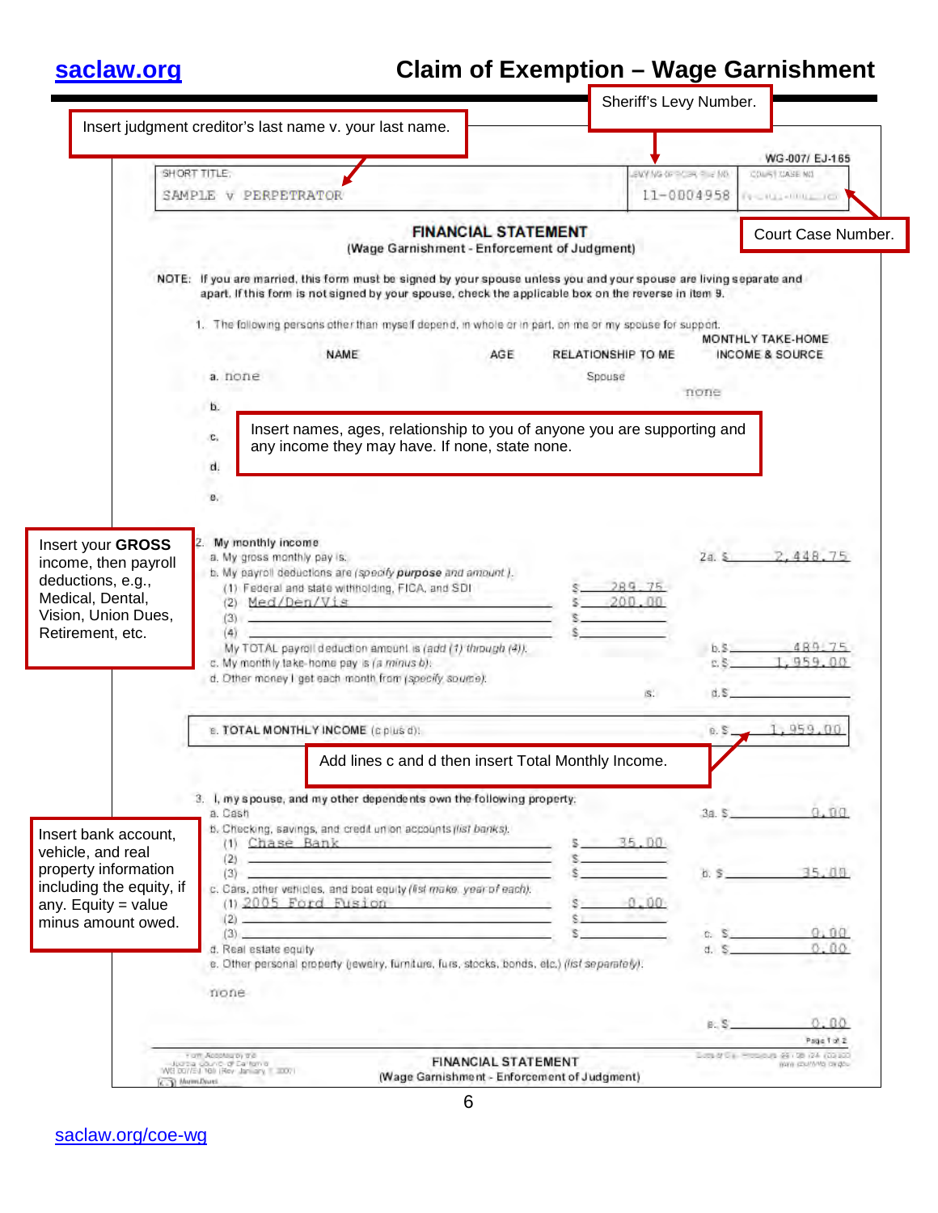# Claim of Exemption – Wage Garnishment

Insert judgment creditor's last name v. your last name.

Sheriff's Levy Number.

Court Case Number.

WG-007/ EJ-165

| SHORT TITLE: | LEVYING OFFICER File NO. | COURT CASE NO. |
|---|---|---|
| SAMPLE v PERPETRATOR | 11-0004958 | |

## FINANCIAL STATEMENT
(Wage Garnishment - Enforcement of Judgment)

NOTE: If you are married, this form must be signed by your spouse unless you and your spouse are living separate and apart. If this form is not signed by your spouse, check the applicable box on the reverse in item 9.

1. The following persons other than myself depend, in whole or in part, on me or my spouse for support.

| | NAME | AGE | RELATIONSHIP TO ME | MONTHLY TAKE-HOME INCOME & SOURCE |
|---|---|---|---|---|
| a. | none | | Spouse | none |
| b. | | | | |
| c. | | | | |
| d. | | | | |
| e. | | | | |

Insert names, ages, relationship to you of anyone you are supporting and any income they may have. If none, state none.

Insert your **GROSS** income, then payroll deductions, e.g., Medical, Dental, Vision, Union Dues, Retirement, etc.

2. My monthly income
   a. My gross monthly pay is: 2a. $ 2,448.75
   b. My payroll deductions are (*specify* ***purpose*** *and amount*):
      (1) Federal and state withholding, FICA, and SDI $ 289.75
      (2) Med/Den/Vis $ 200.00
      (3) $
      (4) $
   My TOTAL payroll deduction amount is (*add (1) through (4)*): b. $ 489.75
   c. My monthly take-home pay is (*a minus b*): c. $ 1,959.00
   d. Other money I get each month from (*specify source*): d. $
   e. TOTAL MONTHLY INCOME (c plus d): e. $ 1,959.00

Add lines c and d then insert Total Monthly Income.

Insert bank account, vehicle, and real property information including the equity, if any. Equity = value minus amount owed.

3. I, my spouse, and my other dependents own the following property:
   a. Cash 3a. $ 0.00
   b. Checking, savings, and credit union accounts (*list banks*):
      (1) Chase Bank $ 35.00
      (2) $
      (3) $ b. $ 35.00
   c. Cars, other vehicles, and boat equity (*list make, year of each*):
      (1) 2005 Ford Fusion $ 0.00
      (2) $
      (3) $ c. $ 0.00
   d. Real estate equity d. $ 0.00
   e. Other personal property (jewelry, furniture, furs, stocks, bonds, etc.) (*list separately*):

   none

   e. $ 0.00

FINANCIAL STATEMENT
(Wage Garnishment - Enforcement of Judgment)

saclaw.org/coe-wg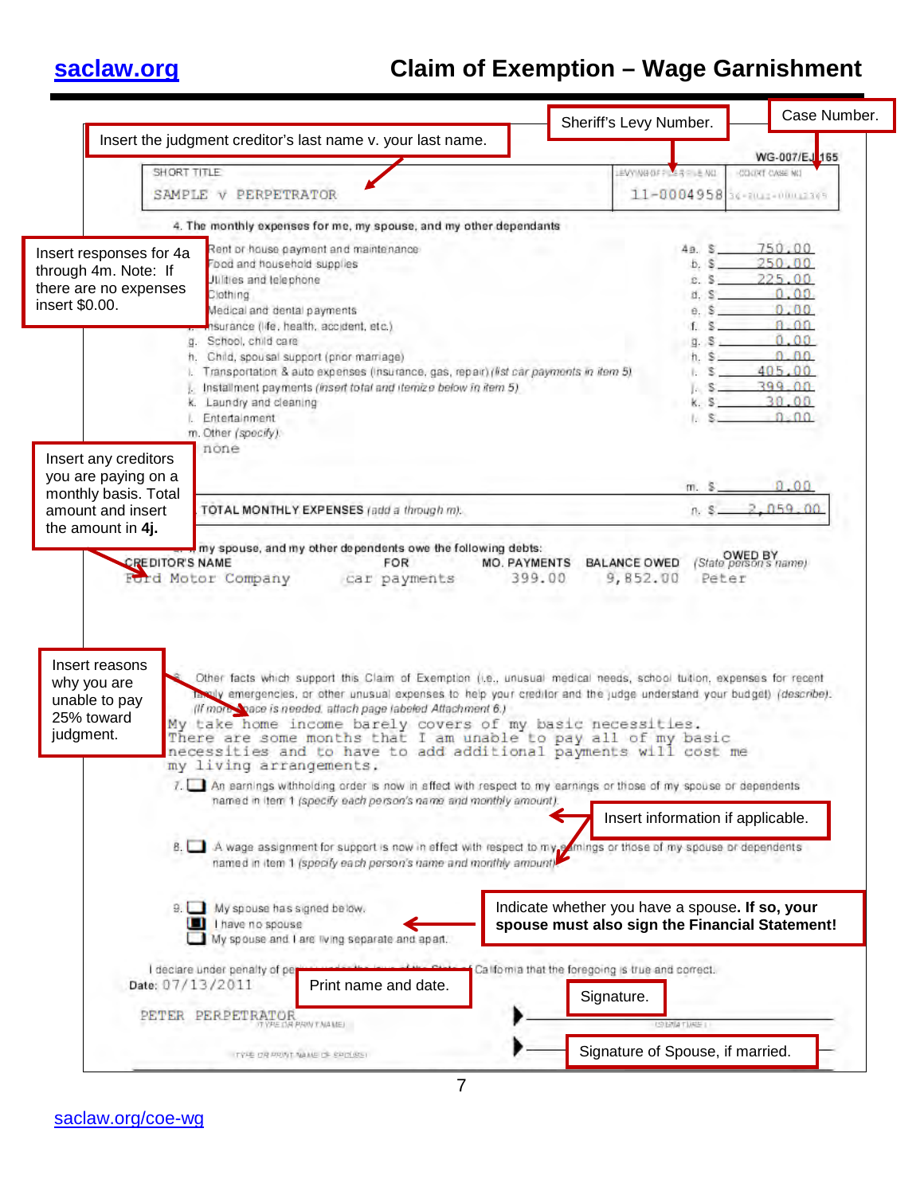# Claim of Exemption – Wage Garnishment

saclaw.org

Insert the judgment creditor's last name v. your last name.

Sheriff's Levy Number.

Case Number.

WG-007/EJ-165

| SHORT TITLE | LEVYING OFFICER FILE NO. | COURT CASE NO. |
|---|---|---|
| SAMPLE v PERPETRATOR | 11-0004958 | 34-2011-00012345 |

Insert responses for 4a through 4m. Note: If there are no expenses insert $0.00.

4. The monthly expenses for me, my spouse, and my other dependants

| | | |
|---|---|---|
| a. Rent or house payment and maintenance | 4a. | $ 750.00 |
| b. Food and household supplies | b. | $ 250.00 |
| c. Utilities and telephone | c. | $ 225.00 |
| d. Clothing | d. | $ 0.00 |
| e. Medical and dental payments | e. | $ 0.00 |
| f. Insurance (life, health, accident, etc.) | f. | $ 0.00 |
| g. School, child care | g. | $ 0.00 |
| h. Child, spousal support (prior marriage) | h. | $ 0.00 |
| i. Transportation & auto expenses (insurance, gas, repair) *(list car payments in item 5)* | i. | $ 405.00 |
| j. Installment payments *(insert total and itemize below in item 5)* | j. | $ 399.00 |
| k. Laundry and cleaning | k. | $ 30.00 |
| l. Entertainment | l. | $ 0.00 |
| m. Other *(specify)*: none | m. | $ 0.00 |
| n. TOTAL MONTHLY EXPENSES *(add a through m)*: | n. | $ 2,059.00 |

Insert any creditors you are paying on a monthly basis. Total amount and insert the amount in **4j.**

5. I, my spouse, and my other dependents owe the following debts:

| CREDITOR'S NAME | FOR | MO. PAYMENTS | BALANCE OWED | OWED BY *(State person's name)* |
|---|---|---|---|---|
| Ford Motor Company | car payments | 399.00 | 9,852.00 | Peter |

Insert reasons why you are unable to pay 25% toward judgment.

6. Other facts which support this Claim of Exemption (i.e., unusual medical needs, school tuition, expenses for recent family emergencies, or other unusual expenses to help your creditor and the judge understand your budget) *(describe)*. *(If more space is needed, attach page labeled Attachment 6.)*

My take home income barely covers of my basic necessities. There are some months that I am unable to pay all of my basic necessities and to have to add additional payments will cost me my living arrangements.

7. ☐ An earnings withholding order is now in effect with respect to my earnings or those of my spouse or dependents named in item 1 *(specify each person's name and monthly amount)*:

Insert information if applicable.

8. ☐ A wage assignment for support is now in effect with respect to my earnings or those of my spouse or dependents named in item 1 *(specify each person's name and monthly amount)*:

9. ☐ My spouse has signed below.
☒ I have no spouse
☐ My spouse and I are living separate and apart.

Indicate whether you have a spouse. **If so, your spouse must also sign the Financial Statement!**

I declare under penalty of perjury under the laws of the State of California that the foregoing is true and correct.

Date: 07/13/2011

Print name and date.

PETER PERPETRATOR
(TYPE OR PRINT NAME)

Signature.
(SIGNATURE)

(TYPE OR PRINT NAME OF SPOUSE)

Signature of Spouse, if married.

saclaw.org/coe-wg